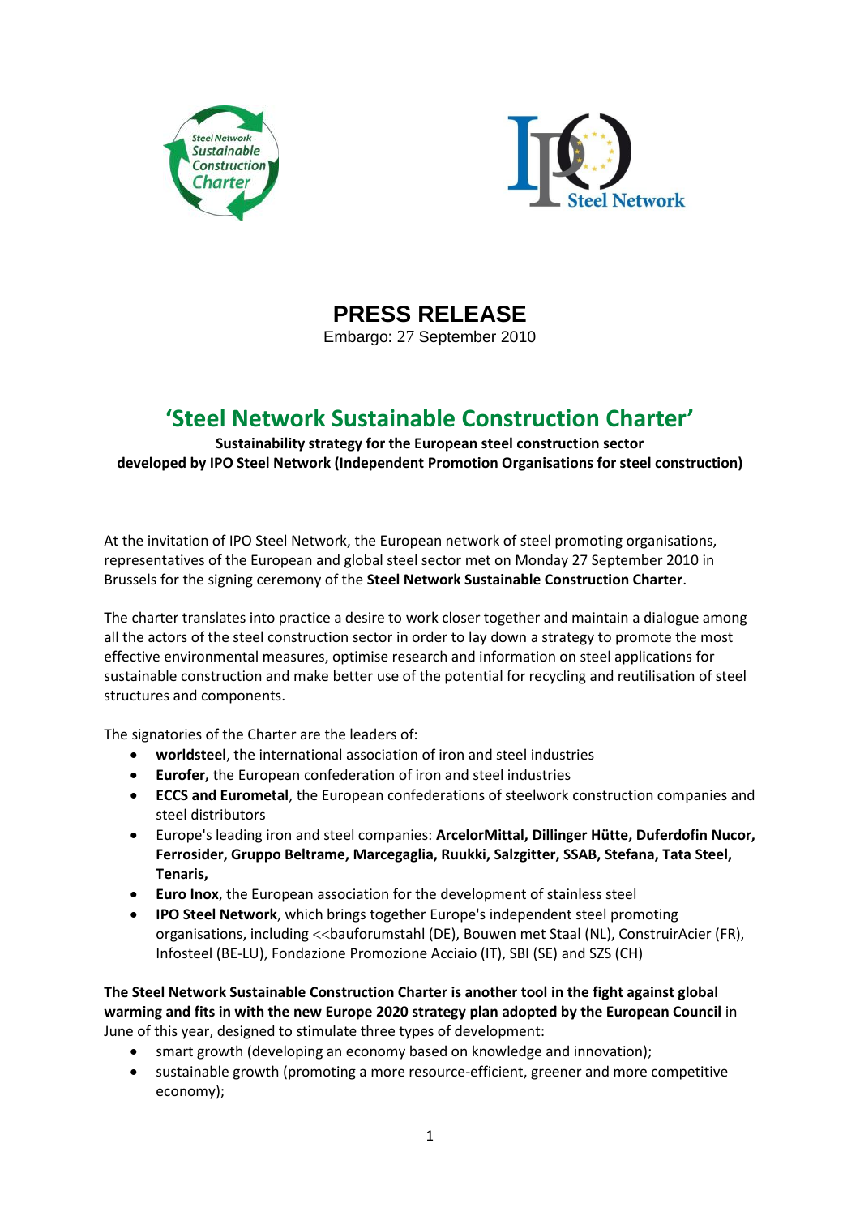# PRESS RELEASE

Embargo: 27 September 2010

## 'Steel Network Sustainable Construction Charter'

**Sustainability strategy for the European steel construction sector developed by IPO Steel Network (Independent Promotion Organisations for steel construction)**

At the invitation of IPO Steel Network, the European network of steel promoting organisations, representatives of the European and global steel sector met on Monday 27 September 2010 in Brussels for the signing ceremony of the **Steel Network Sustainable Construction Charter**.

The charter translates into practice a desire to work closer together and maintain a dialogue among all the actors of the steel construction sector in order to lay down a strategy to promote the most effective environmental measures, optimise research and information on steel applications for sustainable construction and make better use of the potential for recycling and reutilisation of steel structures and components.

The signatories of the Charter are the leaders of:

- **worldsteel**, the international association of iron and steel industries
- **Eurofer,** the European confederation of iron and steel industries
- **ECCS and Eurometal**, the European confederations of steelwork construction companies and steel distributors
- Europe's leading iron and steel companies: **ArcelorMittal, Dillinger Hütte, Duferdofin Nucor, Ferrosider, Gruppo Beltrame, Marcegaglia, Ruukki, Salzgitter, SSAB, Stefana, Tata Steel, Tenaris,**
- **Euro Inox**, the European association for the development of stainless steel
- **IPO Steel Network**, which brings together Europe's independent steel promoting organisations, including <<bauforumstahl (DE), Bouwen met Staal (NL), ConstruirAcier (FR), Infosteel (BE-LU), Fondazione Promozione Acciaio (IT), SBI (SE) and SZS (CH)

**The Steel Network Sustainable Construction Charter is another tool in the fight against global warming and fits in with the new Europe 2020 strategy plan adopted by the European Council** in June of this year, designed to stimulate three types of development:

- smart growth (developing an economy based on knowledge and innovation);
- sustainable growth (promoting a more resource-efficient, greener and more competitive economy);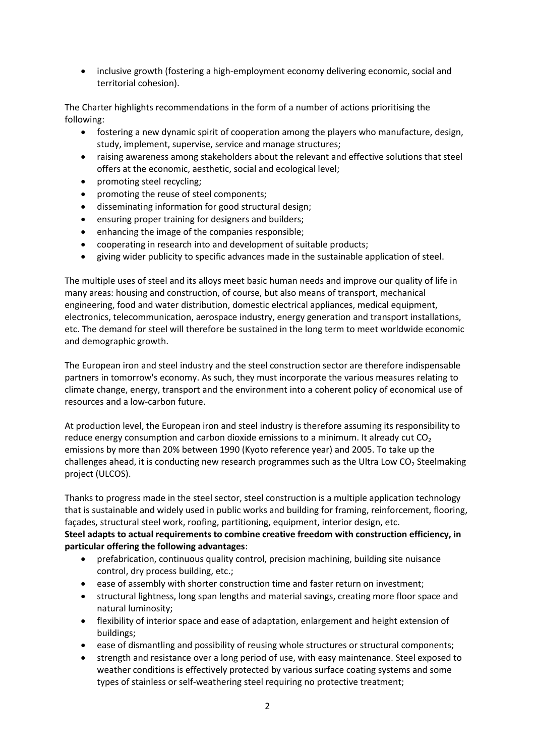- inclusive growth (fostering a high-employment economy delivering economic, social and territorial cohesion).

The Charter highlights recommendations in the form of a number of actions prioritising the following:

- fostering a new dynamic spirit of cooperation among the players who manufacture, design, study, implement, supervise, service and manage structures;
- raising awareness among stakeholders about the relevant and effective solutions that steel offers at the economic, aesthetic, social and ecological level;
- promoting steel recycling;
- promoting the reuse of steel components;
- disseminating information for good structural design;
- ensuring proper training for designers and builders;
- enhancing the image of the companies responsible;
- cooperating in research into and development of suitable products;
- giving wider publicity to specific advances made in the sustainable application of steel.

The multiple uses of steel and its alloys meet basic human needs and improve our quality of life in many areas: housing and construction, of course, but also means of transport, mechanical engineering, food and water distribution, domestic electrical appliances, medical equipment, electronics, telecommunication, aerospace industry, energy generation and transport installations, etc. The demand for steel will therefore be sustained in the long term to meet worldwide economic and demographic growth.

The European iron and steel industry and the steel construction sector are therefore indispensable partners in tomorrow's economy. As such, they must incorporate the various measures relating to climate change, energy, transport and the environment into a coherent policy of economical use of resources and a low-carbon future.

At production level, the European iron and steel industry is therefore assuming its responsibility to reduce energy consumption and carbon dioxide emissions to a minimum. It already cut $CO_2$ emissions by more than 20% between 1990 (Kyoto reference year) and 2005. To take up the challenges ahead, it is conducting new research programmes such as the Ultra Low $CO_2$ Steelmaking project (ULCOS).

Thanks to progress made in the steel sector, steel construction is a multiple application technology that is sustainable and widely used in public works and building for framing, reinforcement, flooring, façades, structural steel work, roofing, partitioning, equipment, interior design, etc.

**Steel adapts to actual requirements to combine creative freedom with construction efficiency, in particular offering the following advantages**:

- prefabrication, continuous quality control, precision machining, building site nuisance control, dry process building, etc.;
- ease of assembly with shorter construction time and faster return on investment;
- structural lightness, long span lengths and material savings, creating more floor space and natural luminosity;
- flexibility of interior space and ease of adaptation, enlargement and height extension of buildings;
- ease of dismantling and possibility of reusing whole structures or structural components;
- strength and resistance over a long period of use, with easy maintenance. Steel exposed to weather conditions is effectively protected by various surface coating systems and some types of stainless or self-weathering steel requiring no protective treatment;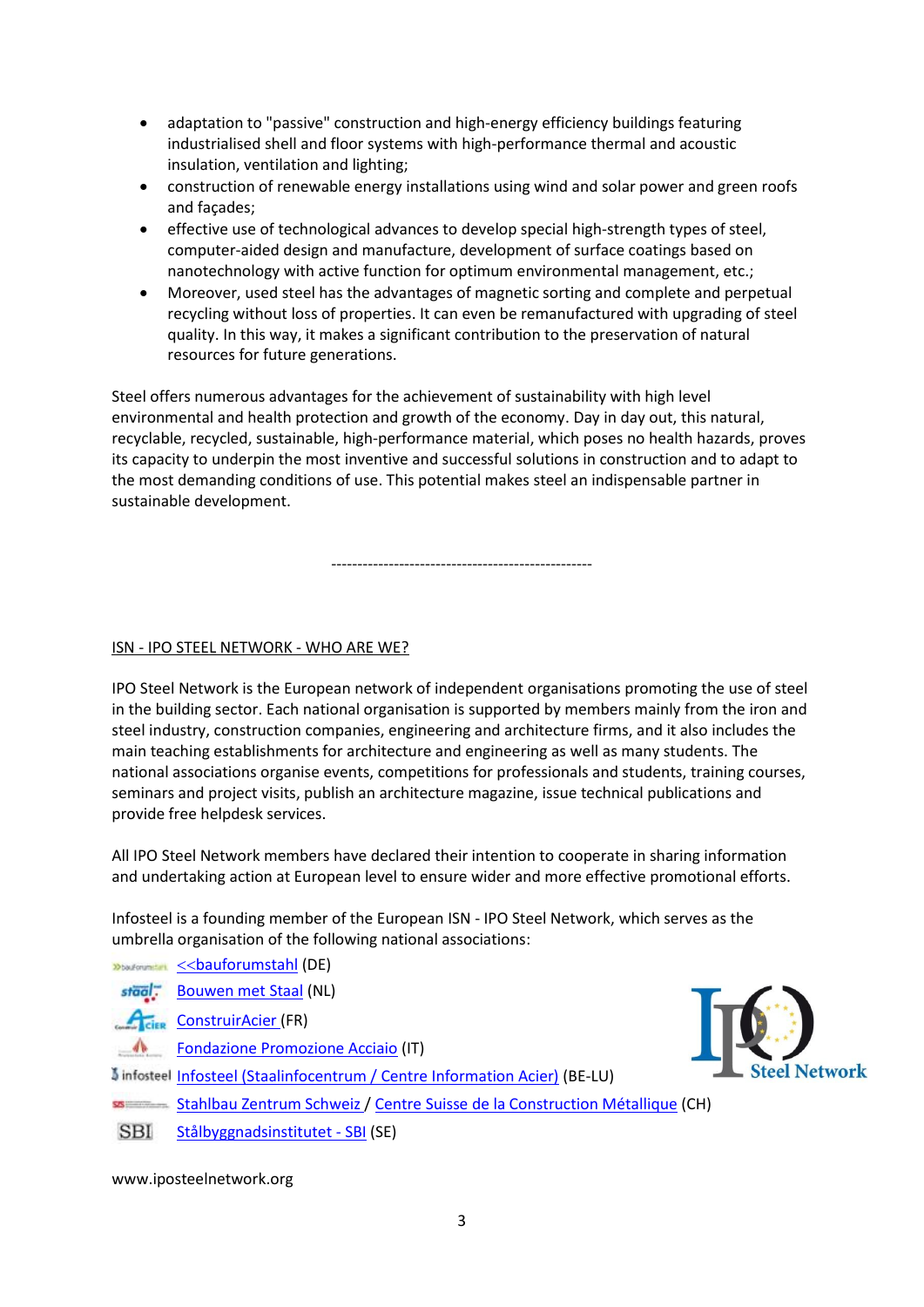- adaptation to "passive" construction and high-energy efficiency buildings featuring industrialised shell and floor systems with high-performance thermal and acoustic insulation, ventilation and lighting;
- construction of renewable energy installations using wind and solar power and green roofs and façades;
- effective use of technological advances to develop special high-strength types of steel, computer-aided design and manufacture, development of surface coatings based on nanotechnology with active function for optimum environmental management, etc.;
- Moreover, used steel has the advantages of magnetic sorting and complete and perpetual recycling without loss of properties. It can even be remanufactured with upgrading of steel quality. In this way, it makes a significant contribution to the preservation of natural resources for future generations.

Steel offers numerous advantages for the achievement of sustainability with high level environmental and health protection and growth of the economy. Day in day out, this natural, recyclable, recycled, sustainable, high-performance material, which poses no health hazards, proves its capacity to underpin the most inventive and successful solutions in construction and to adapt to the most demanding conditions of use. This potential makes steel an indispensable partner in sustainable development.

---

## ISN - IPO STEEL NETWORK - WHO ARE WE?

IPO Steel Network is the European network of independent organisations promoting the use of steel in the building sector. Each national organisation is supported by members mainly from the iron and steel industry, construction companies, engineering and architecture firms, and it also includes the main teaching establishments for architecture and engineering as well as many students. The national associations organise events, competitions for professionals and students, training courses, seminars and project visits, publish an architecture magazine, issue technical publications and provide free helpdesk services.

All IPO Steel Network members have declared their intention to cooperate in sharing information and undertaking action at European level to ensure wider and more effective promotional efforts.

Infosteel is a founding member of the European ISN - IPO Steel Network, which serves as the umbrella organisation of the following national associations:

- <<bauforumstahl (DE)
- Bouwen met Staal (NL)
- ConstruirAcier (FR)
- Fondazione Promozione Acciaio (IT)
- Infosteel (Staalinfocentrum / Centre Information Acier) (BE-LU)
- Stahlbau Zentrum Schweiz / Centre Suisse de la Construction Métallique (CH)
- Stålbyggnadsinstitutet - SBI (SE)

IPO Steel Network

www.iposteelnetwork.org